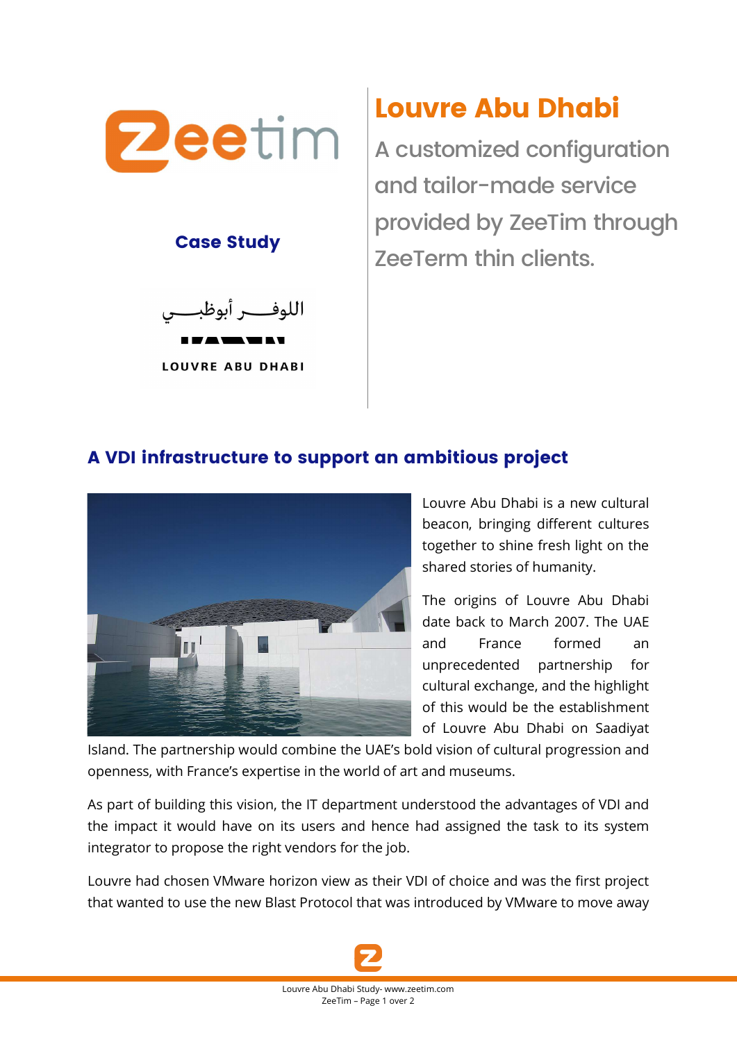Zeetim

**Case Study**

اللوفـــر أبوظبـــي

LOUVRE ABU DHABI

# Louvre Abu Dhabi

A customized configuration and tailor-made service provided by ZeeTim through ZeeTerm thin clients.

## A VDI infrastructure to support an ambitious project

Louvre Abu Dhabi is a new cultural beacon, bringing different cultures together to shine fresh light on the shared stories of humanity.

The origins of Louvre Abu Dhabi date back to March 2007. The UAE and France formed an unprecedented partnership for cultural exchange, and the highlight of this would be the establishment of Louvre Abu Dhabi on Saadiyat Island. The partnership would combine the UAE's bold vision of cultural progression and openness, with France's expertise in the world of art and museums.

As part of building this vision, the IT department understood the advantages of VDI and the impact it would have on its users and hence had assigned the task to its system integrator to propose the right vendors for the job.

Louvre had chosen VMware horizon view as their VDI of choice and was the first project that wanted to use the new Blast Protocol that was introduced by VMware to move away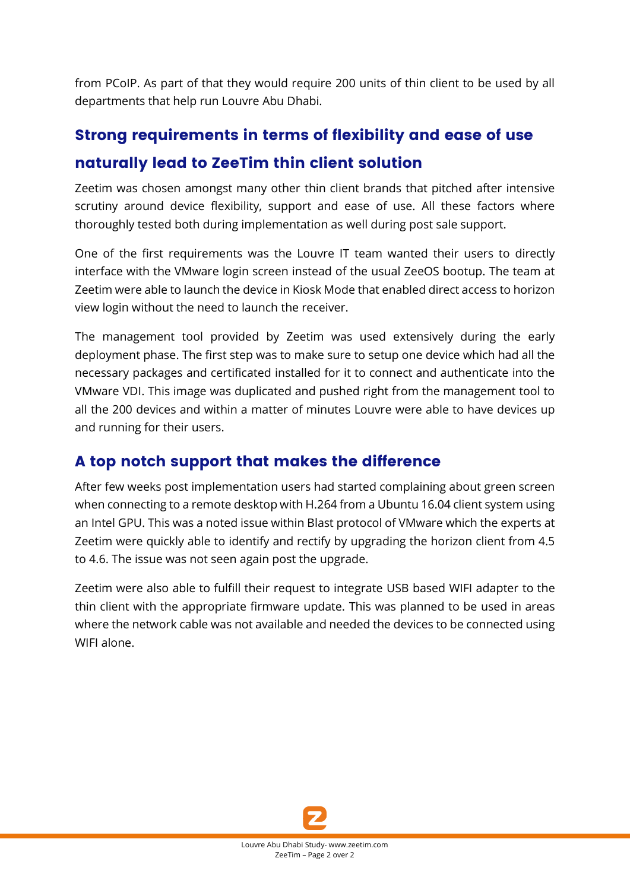from PCoIP. As part of that they would require 200 units of thin client to be used by all departments that help run Louvre Abu Dhabi.

## Strong requirements in terms of flexibility and ease of use naturally lead to ZeeTim thin client solution

Zeetim was chosen amongst many other thin client brands that pitched after intensive scrutiny around device flexibility, support and ease of use. All these factors where thoroughly tested both during implementation as well during post sale support.

One of the first requirements was the Louvre IT team wanted their users to directly interface with the VMware login screen instead of the usual ZeeOS bootup. The team at Zeetim were able to launch the device in Kiosk Mode that enabled direct access to horizon view login without the need to launch the receiver.

The management tool provided by Zeetim was used extensively during the early deployment phase. The first step was to make sure to setup one device which had all the necessary packages and certificated installed for it to connect and authenticate into the VMware VDI. This image was duplicated and pushed right from the management tool to all the 200 devices and within a matter of minutes Louvre were able to have devices up and running for their users.

## A top notch support that makes the difference

After few weeks post implementation users had started complaining about green screen when connecting to a remote desktop with H.264 from a Ubuntu 16.04 client system using an Intel GPU. This was a noted issue within Blast protocol of VMware which the experts at Zeetim were quickly able to identify and rectify by upgrading the horizon client from 4.5 to 4.6. The issue was not seen again post the upgrade.

Zeetim were also able to fulfill their request to integrate USB based WIFI adapter to the thin client with the appropriate firmware update. This was planned to be used in areas where the network cable was not available and needed the devices to be connected using WIFI alone.